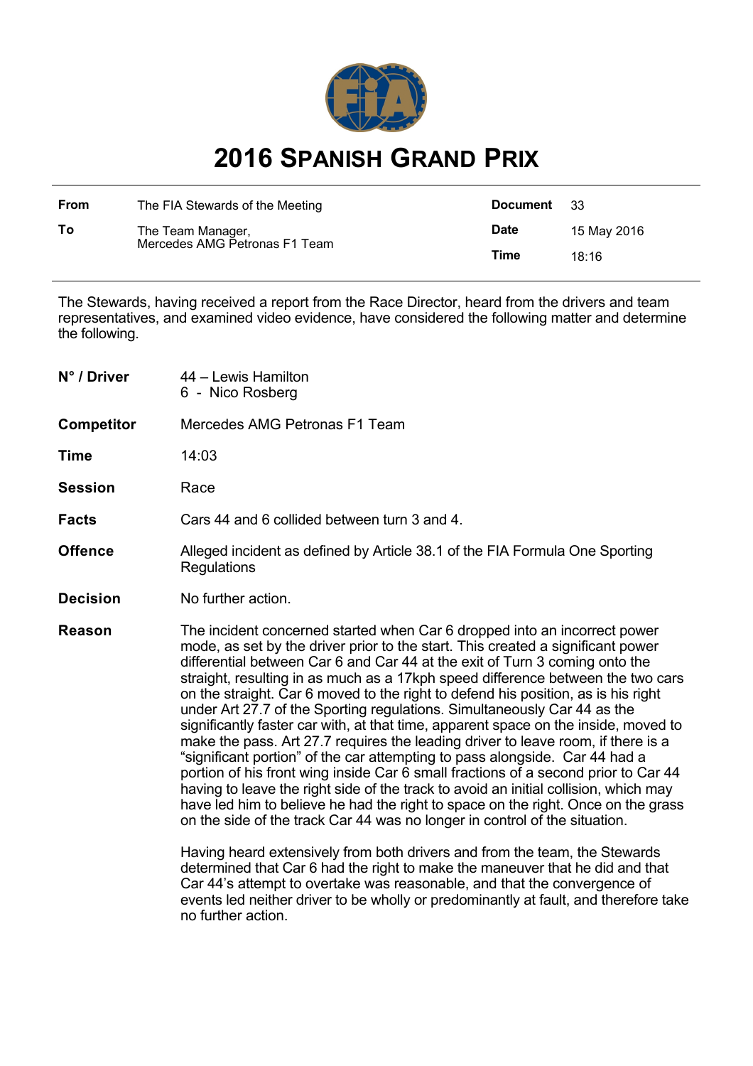# 2016 Spanish Grand Prix

| | | | |
|---|---|---|---|
| **From** | The FIA Stewards of the Meeting | **Document** | 33 |
| **To** | The Team Manager, Mercedes AMG Petronas F1 Team | **Date** | 15 May 2016 |
| | | **Time** | 18:16 |

The Stewards, having received a report from the Race Director, heard from the drivers and team representatives, and examined video evidence, have considered the following matter and determine the following.

**N° / Driver** 44 – Lewis Hamilton
6 - Nico Rosberg

**Competitor** Mercedes AMG Petronas F1 Team

**Time** 14:03

**Session** Race

**Facts** Cars 44 and 6 collided between turn 3 and 4.

**Offence** Alleged incident as defined by Article 38.1 of the FIA Formula One Sporting Regulations

**Decision** No further action.

**Reason** The incident concerned started when Car 6 dropped into an incorrect power mode, as set by the driver prior to the start. This created a significant power differential between Car 6 and Car 44 at the exit of Turn 3 coming onto the straight, resulting in as much as a 17kph speed difference between the two cars on the straight. Car 6 moved to the right to defend his position, as is his right under Art 27.7 of the Sporting regulations. Simultaneously Car 44 as the significantly faster car with, at that time, apparent space on the inside, moved to make the pass. Art 27.7 requires the leading driver to leave room, if there is a "significant portion" of the car attempting to pass alongside. Car 44 had a portion of his front wing inside Car 6 small fractions of a second prior to Car 44 having to leave the right side of the track to avoid an initial collision, which may have led him to believe he had the right to space on the right. Once on the grass on the side of the track Car 44 was no longer in control of the situation.

Having heard extensively from both drivers and from the team, the Stewards determined that Car 6 had the right to make the maneuver that he did and that Car 44's attempt to overtake was reasonable, and that the convergence of events led neither driver to be wholly or predominantly at fault, and therefore take no further action.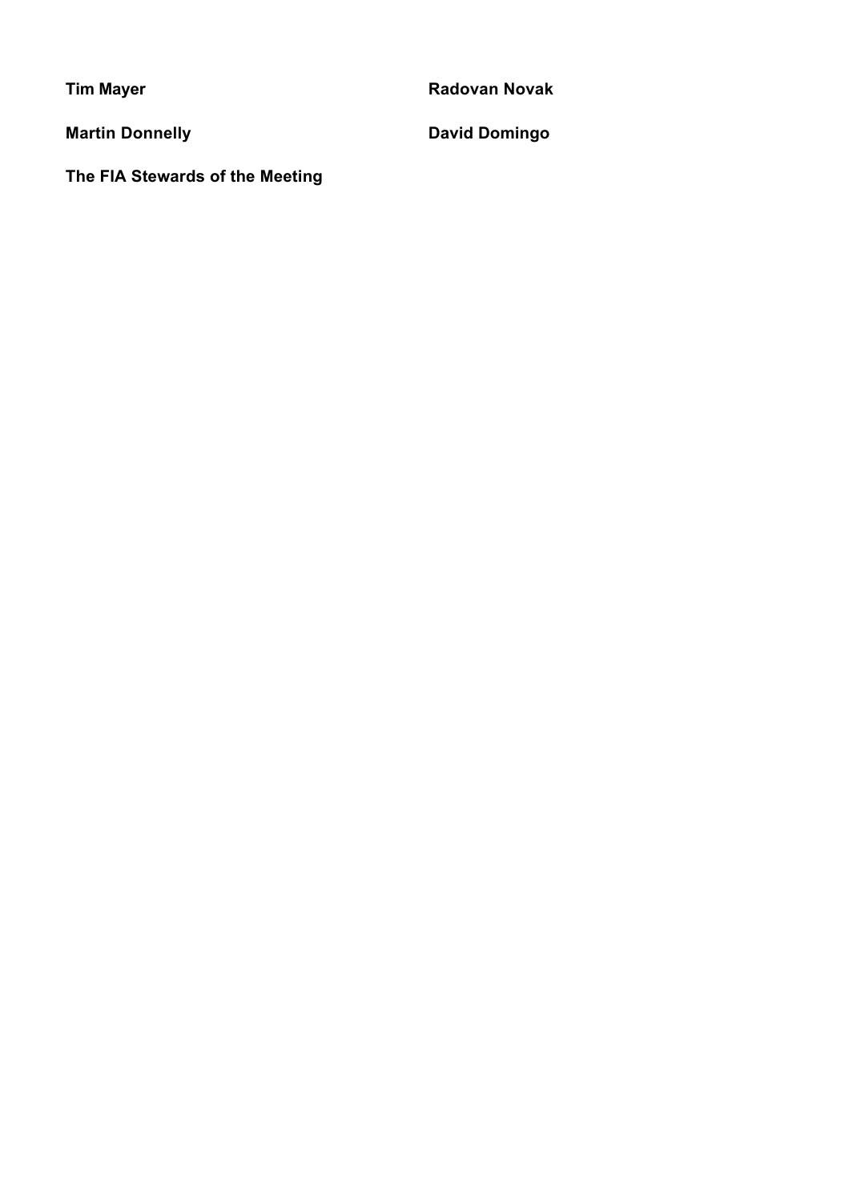**Tim Mayer** | **Radovan Novak**

**Martin Donnelly** | **David Domingo**

**The FIA Stewards of the Meeting**